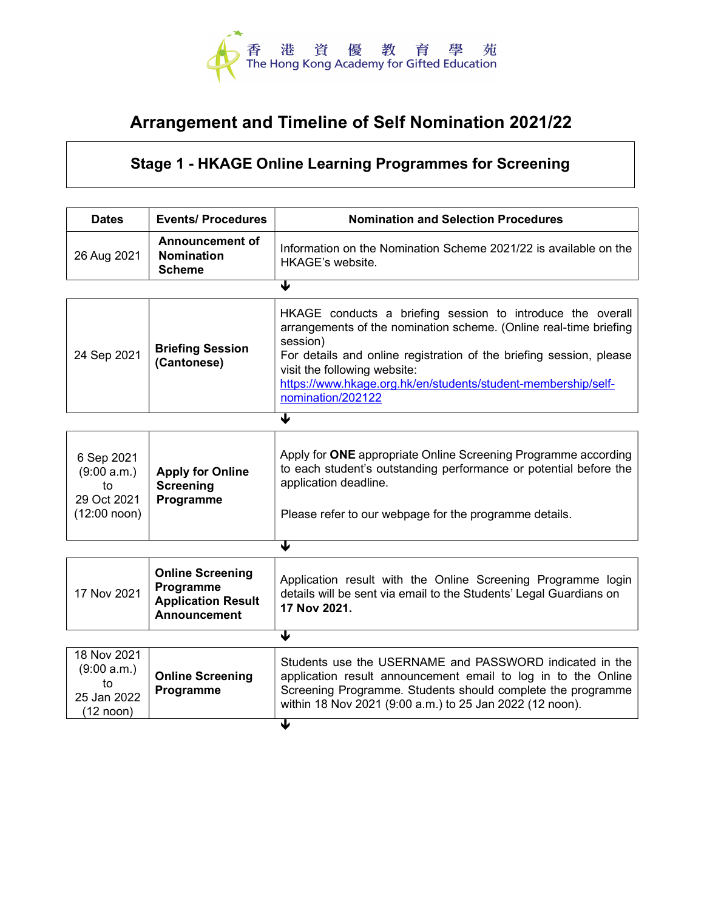香港資優教育學苑
The Hong Kong Academy for Gifted Education

# Arrangement and Timeline of Self Nomination 2021/22

## Stage 1 - HKAGE Online Learning Programmes for Screening

| Dates | Events/ Procedures | Nomination and Selection Procedures |
|---|---|---|
| 26 Aug 2021 | **Announcement of Nomination Scheme** | Information on the Nomination Scheme 2021/22 is available on the HKAGE's website. |
| 24 Sep 2021 | **Briefing Session (Cantonese)** | HKAGE conducts a briefing session to introduce the overall arrangements of the nomination scheme. (Online real-time briefing session)<br>For details and online registration of the briefing session, please visit the following website:<br>https://www.hkage.org.hk/en/students/student-membership/self-nomination/202122 |
| 6 Sep 2021 (9:00 a.m.) to 29 Oct 2021 (12:00 noon) | **Apply for Online Screening Programme** | Apply for **ONE** appropriate Online Screening Programme according to each student's outstanding performance or potential before the application deadline.<br><br>Please refer to our webpage for the programme details. |
| 17 Nov 2021 | **Online Screening Programme Application Result Announcement** | Application result with the Online Screening Programme login details will be sent via email to the Students' Legal Guardians on **17 Nov 2021.** |
| 18 Nov 2021 (9:00 a.m.) to 25 Jan 2022 (12 noon) | **Online Screening Programme** | Students use the USERNAME and PASSWORD indicated in the application result announcement email to log in to the Online Screening Programme. Students should complete the programme within 18 Nov 2021 (9:00 a.m.) to 25 Jan 2022 (12 noon). |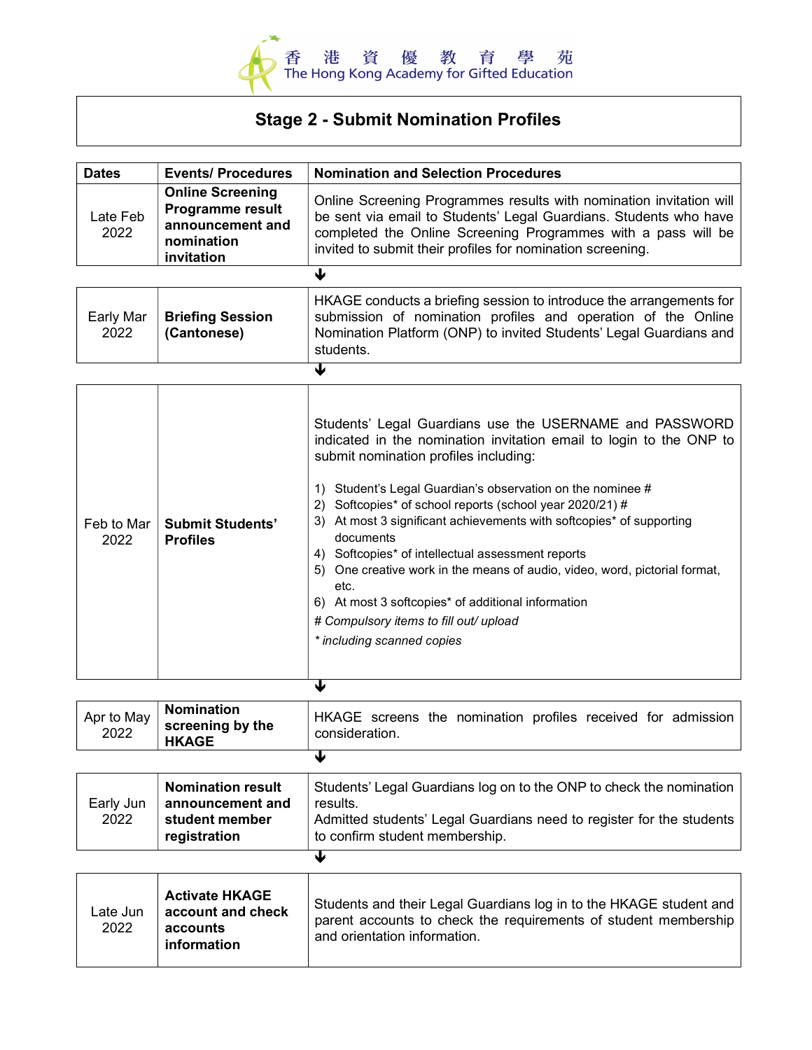香 港 資 優 教 育 學 苑
The Hong Kong Academy for Gifted Education

## Stage 2 - Submit Nomination Profiles

| Dates | Events/ Procedures | Nomination and Selection Procedures |
|---|---|---|
| Late Feb 2022 | **Online Screening Programme result announcement and nomination invitation** | Online Screening Programmes results with nomination invitation will be sent via email to Students' Legal Guardians. Students who have completed the Online Screening Programmes with a pass will be invited to submit their profiles for nomination screening. |
| | | ↓ |
| Early Mar 2022 | **Briefing Session (Cantonese)** | HKAGE conducts a briefing session to introduce the arrangements for submission of nomination profiles and operation of the Online Nomination Platform (ONP) to invited Students' Legal Guardians and students. |
| | | ↓ |
| Feb to Mar 2022 | **Submit Students' Profiles** | Students' Legal Guardians use the USERNAME and PASSWORD indicated in the nomination invitation email to login to the ONP to submit nomination profiles including:<br><br>1) Student's Legal Guardian's observation on the nominee #<br>2) Softcopies* of school reports (school year 2020/21) #<br>3) At most 3 significant achievements with softcopies* of supporting documents<br>4) Softcopies* of intellectual assessment reports<br>5) One creative work in the means of audio, video, word, pictorial format, etc.<br>6) At most 3 softcopies* of additional information<br><br>*# Compulsory items to fill out/ upload*<br>*\* including scanned copies* |
| | | ↓ |
| Apr to May 2022 | **Nomination screening by the HKAGE** | HKAGE screens the nomination profiles received for admission consideration. |
| | | ↓ |
| Early Jun 2022 | **Nomination result announcement and student member registration** | Students' Legal Guardians log on to the ONP to check the nomination results.<br>Admitted students' Legal Guardians need to register for the students to confirm student membership. |
| | | ↓ |
| Late Jun 2022 | **Activate HKAGE account and check accounts information** | Students and their Legal Guardians log in to the HKAGE student and parent accounts to check the requirements of student membership and orientation information. |